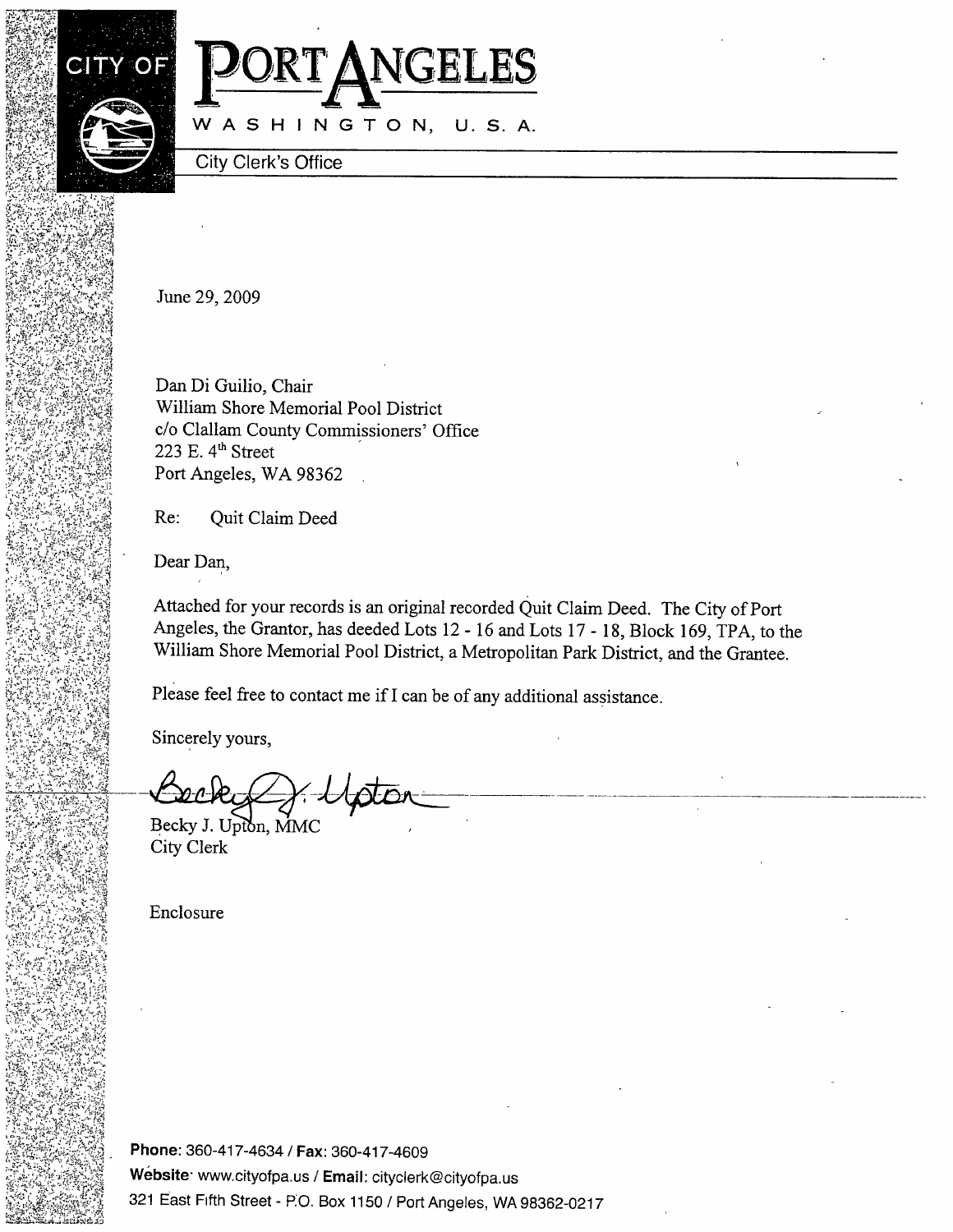# CITY OF PORT ANGELES

WASHINGTON, U. S. A.

City Clerk's Office

June 29, 2009

Dan Di Guilio, Chair
William Shore Memorial Pool District
c/o Clallam County Commissioners' Office
223 E. 4th Street
Port Angeles, WA 98362

Re: Quit Claim Deed

Dear Dan,

Attached for your records is an original recorded Quit Claim Deed. The City of Port Angeles, the Grantor, has deeded Lots 12 - 16 and Lots 17 - 18, Block 169, TPA, to the William Shore Memorial Pool District, a Metropolitan Park District, and the Grantee.

Please feel free to contact me if I can be of any additional assistance.

Sincerely yours,

Becky J. Upton

Becky J. Upton, MMC
City Clerk

Enclosure

**Phone:** 360-417-4634 / **Fax:** 360-417-4609
**Website** www.cityofpa.us / **Email:** cityclerk@cityofpa.us
321 East Fifth Street - P.O. Box 1150 / Port Angeles, WA 98362-0217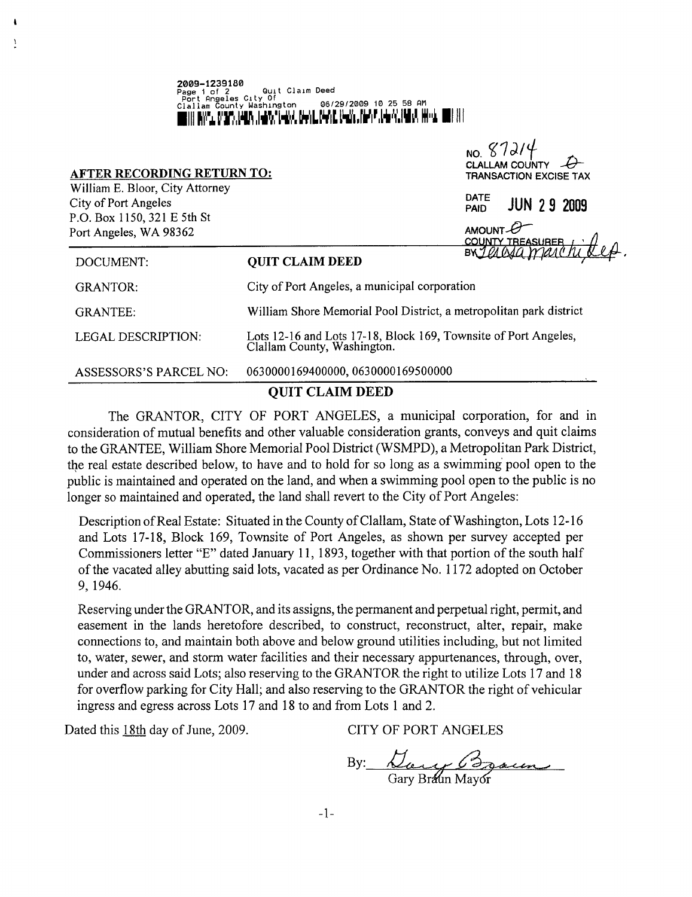2009-1239180
Page 1 of 2 Quit Claim Deed
Port Angeles City Of
Clallam County Washington 06/29/2009 10 25 58 AM

NO. 87214
CLALLAM COUNTY
TRANSACTION EXCISE TAX

DATE PAID JUN 29 2009

AMOUNT -0-
COUNTY TREASURER
BY Teresa Marchi, Dep.

**AFTER RECORDING RETURN TO:**

William E. Bloor, City Attorney
City of Port Angeles
P.O. Box 1150, 321 E 5th St
Port Angeles, WA 98362

| | |
|---|---|
| DOCUMENT: | **QUIT CLAIM DEED** |
| GRANTOR: | City of Port Angeles, a municipal corporation |
| GRANTEE: | William Shore Memorial Pool District, a metropolitan park district |
| LEGAL DESCRIPTION: | Lots 12-16 and Lots 17-18, Block 169, Townsite of Port Angeles, Clallam County, Washington. |
| ASSESSORS'S PARCEL NO: | 0630000169400000, 0630000169500000 |

## QUIT CLAIM DEED

The GRANTOR, CITY OF PORT ANGELES, a municipal corporation, for and in consideration of mutual benefits and other valuable consideration grants, conveys and quit claims to the GRANTEE, William Shore Memorial Pool District (WSMPD), a Metropolitan Park District, the real estate described below, to have and to hold for so long as a swimming pool open to the public is maintained and operated on the land, and when a swimming pool open to the public is no longer so maintained and operated, the land shall revert to the City of Port Angeles:

Description of Real Estate: Situated in the County of Clallam, State of Washington, Lots 12-16 and Lots 17-18, Block 169, Townsite of Port Angeles, as shown per survey accepted per Commissioners letter "E" dated January 11, 1893, together with that portion of the south half of the vacated alley abutting said lots, vacated as per Ordinance No. 1172 adopted on October 9, 1946.

Reserving under the GRANTOR, and its assigns, the permanent and perpetual right, permit, and easement in the lands heretofore described, to construct, reconstruct, alter, repair, make connections to, and maintain both above and below ground utilities including, but not limited to, water, sewer, and storm water facilities and their necessary appurtenances, through, over, under and across said Lots; also reserving to the GRANTOR the right to utilize Lots 17 and 18 for overflow parking for City Hall; and also reserving to the GRANTOR the right of vehicular ingress and egress across Lots 17 and 18 to and from Lots 1 and 2.

Dated this 18th day of June, 2009.

CITY OF PORT ANGELES

By: Gary Braun
Gary Braun Mayor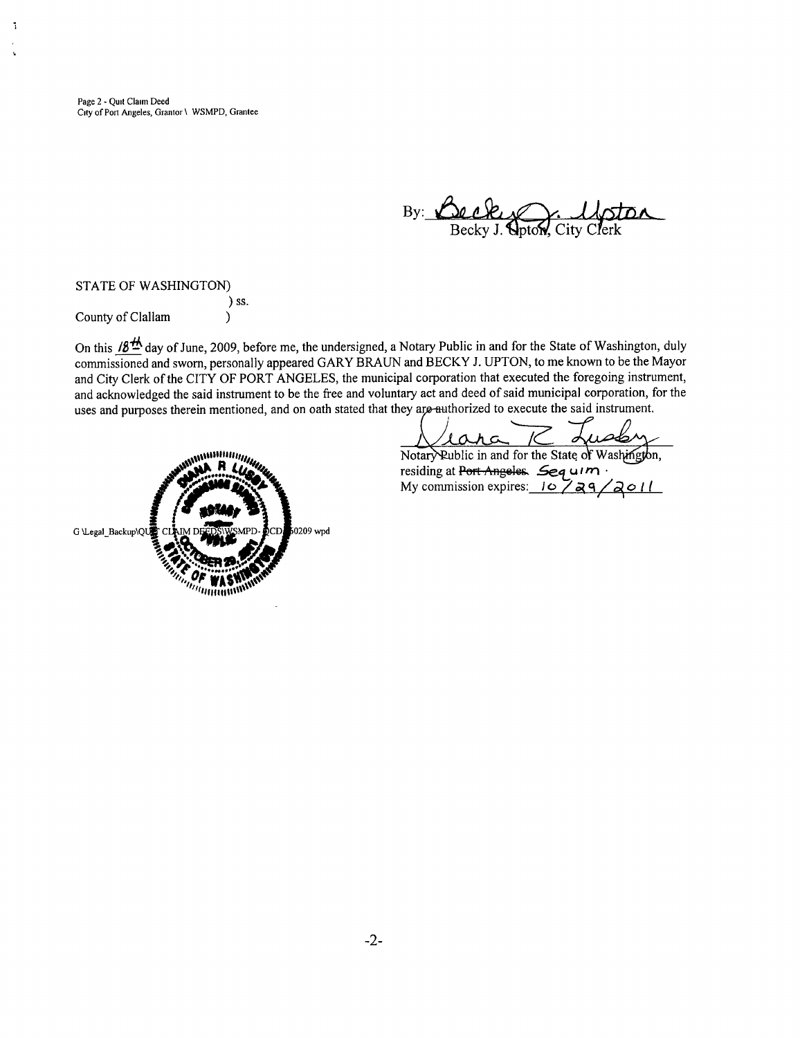Page 2 - Quit Claim Deed
City of Port Angeles, Grantor \ WSMPD, Grantee

By: Becky J. Upton
Becky J. Upton, City Clerk

STATE OF WASHINGTON)
) ss.
County of Clallam )

On this 18th day of June, 2009, before me, the undersigned, a Notary Public in and for the State of Washington, duly commissioned and sworn, personally appeared GARY BRAUN and BECKY J. UPTON, to me known to be the Mayor and City Clerk of the CITY OF PORT ANGELES, the municipal corporation that executed the foregoing instrument, and acknowledged the said instrument to be the free and voluntary act and deed of said municipal corporation, for the uses and purposes therein mentioned, and on oath stated that they are authorized to execute the said instrument.

Diana R Lusby
Notary Public in and for the State of Washington,
residing at ~~Port Angeles.~~ Sequim.
My commission expires: 10/29/2011

DIANA R LUSBY
NOTARY PUBLIC
STATE OF WASHINGTON
COMMISSION EXPIRES OCTOBER 29, 2011

G:\Legal_Backup\QUIT CLAIM DEEDS\WSMPD-QCD 60209.wpd